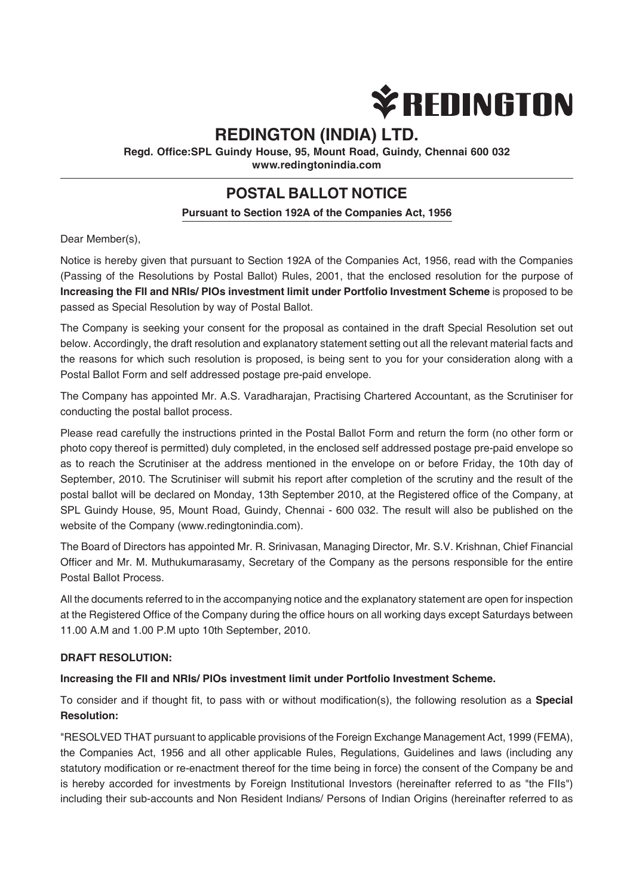# REDINGTON (INDIA) LTD.

**Regd. Office:SPL Guindy House, 95, Mount Road, Guindy, Chennai 600 032**
**www.redingtonindia.com**

## POSTAL BALLOT NOTICE

**Pursuant to Section 192A of the Companies Act, 1956**

Dear Member(s),

Notice is hereby given that pursuant to Section 192A of the Companies Act, 1956, read with the Companies (Passing of the Resolutions by Postal Ballot) Rules, 2001, that the enclosed resolution for the purpose of **Increasing the FII and NRIs/ PIOs investment limit under Portfolio Investment Scheme** is proposed to be passed as Special Resolution by way of Postal Ballot.

The Company is seeking your consent for the proposal as contained in the draft Special Resolution set out below. Accordingly, the draft resolution and explanatory statement setting out all the relevant material facts and the reasons for which such resolution is proposed, is being sent to you for your consideration along with a Postal Ballot Form and self addressed postage pre-paid envelope.

The Company has appointed Mr. A.S. Varadharajan, Practising Chartered Accountant, as the Scrutiniser for conducting the postal ballot process.

Please read carefully the instructions printed in the Postal Ballot Form and return the form (no other form or photo copy thereof is permitted) duly completed, in the enclosed self addressed postage pre-paid envelope so as to reach the Scrutiniser at the address mentioned in the envelope on or before Friday, the 10th day of September, 2010. The Scrutiniser will submit his report after completion of the scrutiny and the result of the postal ballot will be declared on Monday, 13th September 2010, at the Registered office of the Company, at SPL Guindy House, 95, Mount Road, Guindy, Chennai - 600 032. The result will also be published on the website of the Company (www.redingtonindia.com).

The Board of Directors has appointed Mr. R. Srinivasan, Managing Director, Mr. S.V. Krishnan, Chief Financial Officer and Mr. M. Muthukumarasamy, Secretary of the Company as the persons responsible for the entire Postal Ballot Process.

All the documents referred to in the accompanying notice and the explanatory statement are open for inspection at the Registered Office of the Company during the office hours on all working days except Saturdays between 11.00 A.M and 1.00 P.M upto 10th September, 2010.

**DRAFT RESOLUTION:**

**Increasing the FII and NRIs/ PIOs investment limit under Portfolio Investment Scheme.**

To consider and if thought fit, to pass with or without modification(s), the following resolution as a **Special Resolution:**

"RESOLVED THAT pursuant to applicable provisions of the Foreign Exchange Management Act, 1999 (FEMA), the Companies Act, 1956 and all other applicable Rules, Regulations, Guidelines and laws (including any statutory modification or re-enactment thereof for the time being in force) the consent of the Company be and is hereby accorded for investments by Foreign Institutional Investors (hereinafter referred to as "the FIIs") including their sub-accounts and Non Resident Indians/ Persons of Indian Origins (hereinafter referred to as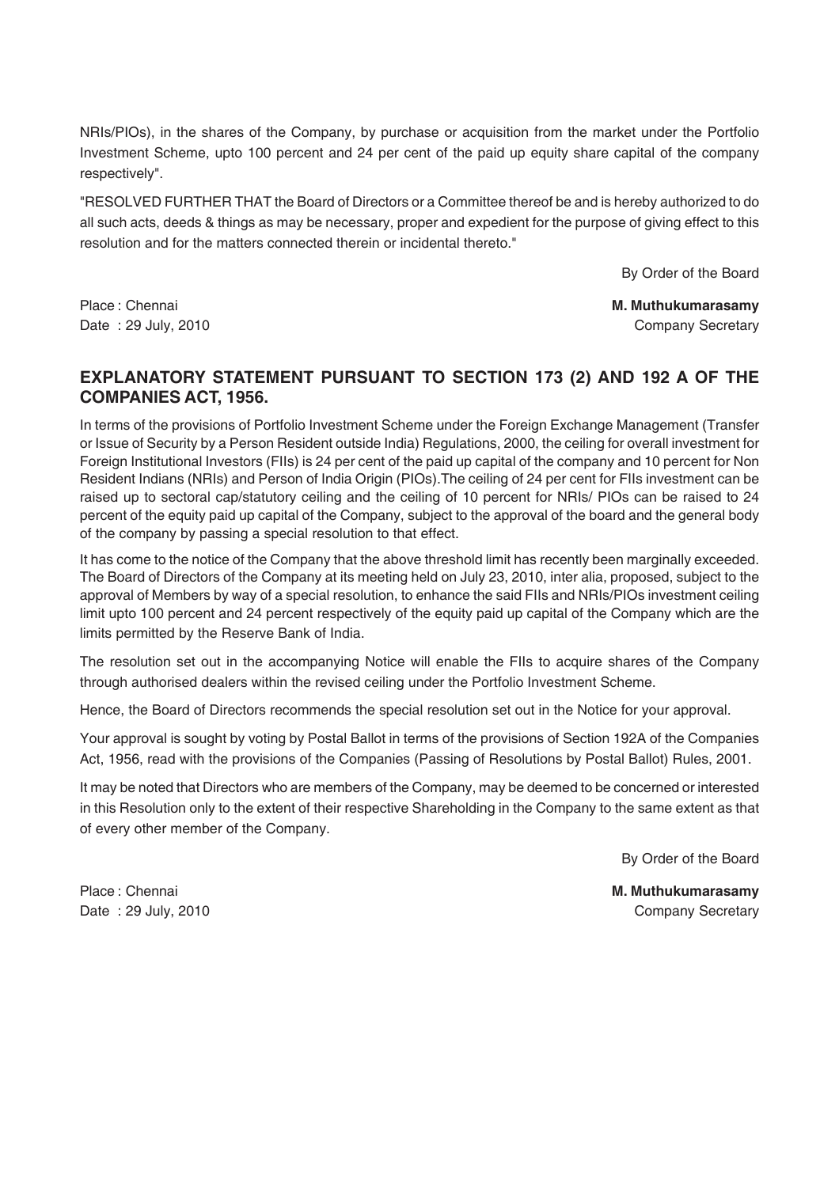NRIs/PIOs), in the shares of the Company, by purchase or acquisition from the market under the Portfolio Investment Scheme, upto 100 percent and 24 per cent of the paid up equity share capital of the company respectively".

"RESOLVED FURTHER THAT the Board of Directors or a Committee thereof be and is hereby authorized to do all such acts, deeds & things as may be necessary, proper and expedient for the purpose of giving effect to this resolution and for the matters connected therein or incidental thereto."

By Order of the Board

Place : Chennai
Date : 29 July, 2010

**M. Muthukumarasamy**
Company Secretary

## EXPLANATORY STATEMENT PURSUANT TO SECTION 173 (2) AND 192 A OF THE COMPANIES ACT, 1956.

In terms of the provisions of Portfolio Investment Scheme under the Foreign Exchange Management (Transfer or Issue of Security by a Person Resident outside India) Regulations, 2000, the ceiling for overall investment for Foreign Institutional Investors (FIIs) is 24 per cent of the paid up capital of the company and 10 percent for Non Resident Indians (NRIs) and Person of India Origin (PIOs).The ceiling of 24 per cent for FIIs investment can be raised up to sectoral cap/statutory ceiling and the ceiling of 10 percent for NRIs/ PIOs can be raised to 24 percent of the equity paid up capital of the Company, subject to the approval of the board and the general body of the company by passing a special resolution to that effect.

It has come to the notice of the Company that the above threshold limit has recently been marginally exceeded. The Board of Directors of the Company at its meeting held on July 23, 2010, inter alia, proposed, subject to the approval of Members by way of a special resolution, to enhance the said FIIs and NRIs/PIOs investment ceiling limit upto 100 percent and 24 percent respectively of the equity paid up capital of the Company which are the limits permitted by the Reserve Bank of India.

The resolution set out in the accompanying Notice will enable the FIIs to acquire shares of the Company through authorised dealers within the revised ceiling under the Portfolio Investment Scheme.

Hence, the Board of Directors recommends the special resolution set out in the Notice for your approval.

Your approval is sought by voting by Postal Ballot in terms of the provisions of Section 192A of the Companies Act, 1956, read with the provisions of the Companies (Passing of Resolutions by Postal Ballot) Rules, 2001.

It may be noted that Directors who are members of the Company, may be deemed to be concerned or interested in this Resolution only to the extent of their respective Shareholding in the Company to the same extent as that of every other member of the Company.

By Order of the Board

Place : Chennai
Date : 29 July, 2010

**M. Muthukumarasamy**
Company Secretary